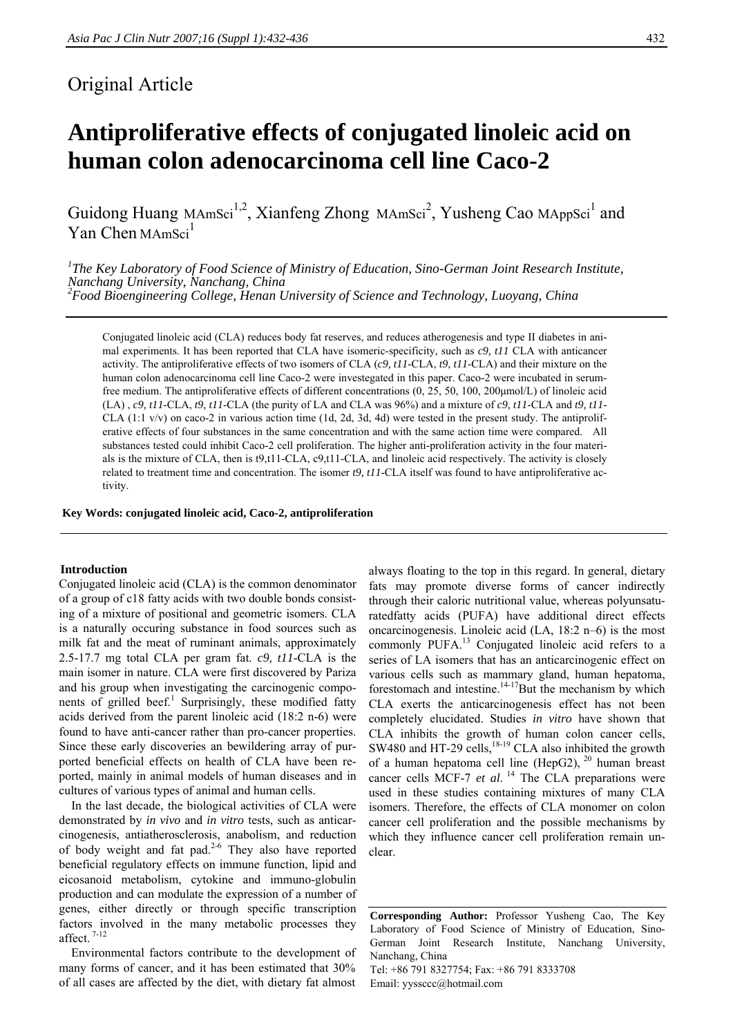Original Article

# Antiproliferative effects of conjugated linoleic acid on human colon adenocarcinoma cell line Caco-2

Guidong Huang MAmSci[1,2], Xianfeng Zhong MAmSci[2], Yusheng Cao MAppSci[1] and Yan Chen MAmSci[1]

*[1]The Key Laboratory of Food Science of Ministry of Education, Sino-German Joint Research Institute, Nanchang University, Nanchang, China*
*[2]Food Bioengineering College, Henan University of Science and Technology, Luoyang, China*

Conjugated linoleic acid (CLA) reduces body fat reserves, and reduces atherogenesis and type II diabetes in animal experiments. It has been reported that CLA have isomeric-specificity, such as *c9, t11* CLA with anticancer activity. The antiproliferative effects of two isomers of CLA (*c9, t11*-CLA, *t9, t11*-CLA) and their mixture on the human colon adenocarcinoma cell line Caco-2 were investegated in this paper. Caco-2 were incubated in serum-free medium. The antiproliferative effects of different concentrations (0, 25, 50, 100, 200μmol/L) of linoleic acid (LA) , *c9, t11*-CLA, *t9, t11*-CLA (the purity of LA and CLA was 96%) and a mixture of *c9, t11*-CLA and *t9, t11*-CLA (1:1 v/v) on caco-2 in various action time (1d, 2d, 3d, 4d) were tested in the present study. The antiproliferative effects of four substances in the same concentration and with the same action time were compared. All substances tested could inhibit Caco-2 cell proliferation. The higher anti-proliferation activity in the four materials is the mixture of CLA, then is t9,t11-CLA, c9,t11-CLA, and linoleic acid respectively. The activity is closely related to treatment time and concentration. The isomer *t9, t11*-CLA itself was found to have antiproliferative activity.

**Key Words: conjugated linoleic acid, Caco-2, antiproliferation**

## Introduction

Conjugated linoleic acid (CLA) is the common denominator of a group of c18 fatty acids with two double bonds consisting of a mixture of positional and geometric isomers. CLA is a naturally occuring substance in food sources such as milk fat and the meat of ruminant animals, approximately 2.5-17.7 mg total CLA per gram fat. *c9, t11*-CLA is the main isomer in nature. CLA were first discovered by Pariza and his group when investigating the carcinogenic components of grilled beef.[1] Surprisingly, these modified fatty acids derived from the parent linoleic acid (18:2 n-6) were found to have anti-cancer rather than pro-cancer properties. Since these early discoveries an bewildering array of purported beneficial effects on health of CLA have been reported, mainly in animal models of human diseases and in cultures of various types of animal and human cells.

In the last decade, the biological activities of CLA were demonstrated by *in vivo* and *in vitro* tests, such as anticarcinogenesis, antiatherosclerosis, anabolism, and reduction of body weight and fat pad.[2-6] They also have reported beneficial regulatory effects on immune function, lipid and eicosanoid metabolism, cytokine and immuno-globulin production and can modulate the expression of a number of genes, either directly or through specific transcription factors involved in the many metabolic processes they affect.[7-12]

Environmental factors contribute to the development of many forms of cancer, and it has been estimated that 30% of all cases are affected by the diet, with dietary fat almost always floating to the top in this regard. In general, dietary fats may promote diverse forms of cancer indirectly through their caloric nutritional value, whereas polyunsaturatedfatty acids (PUFA) have additional direct effects oncarcinogenesis. Linoleic acid (LA, 18:2 n–6) is the most commonly PUFA.[13] Conjugated linoleic acid refers to a series of LA isomers that has an anticarcinogenic effect on various cells such as mammary gland, human hepatoma, forestomach and intestine.[14-17]But the mechanism by which CLA exerts the anticarcinogenesis effect has not been completely elucidated. Studies *in vitro* have shown that CLA inhibits the growth of human colon cancer cells, SW480 and HT-29 cells,[18-19] CLA also inhibited the growth of a human hepatoma cell line (HepG2), [20] human breast cancer cells MCF-7 *et al*. [14] The CLA preparations were used in these studies containing mixtures of many CLA isomers. Therefore, the effects of CLA monomer on colon cancer cell proliferation and the possible mechanisms by which they influence cancer cell proliferation remain unclear.

**Corresponding Author:** Professor Yusheng Cao, The Key Laboratory of Food Science of Ministry of Education, Sino-German Joint Research Institute, Nanchang University, Nanchang, China
Tel: +86 791 8327754; Fax: +86 791 8333708
Email: yyssccc@hotmail.com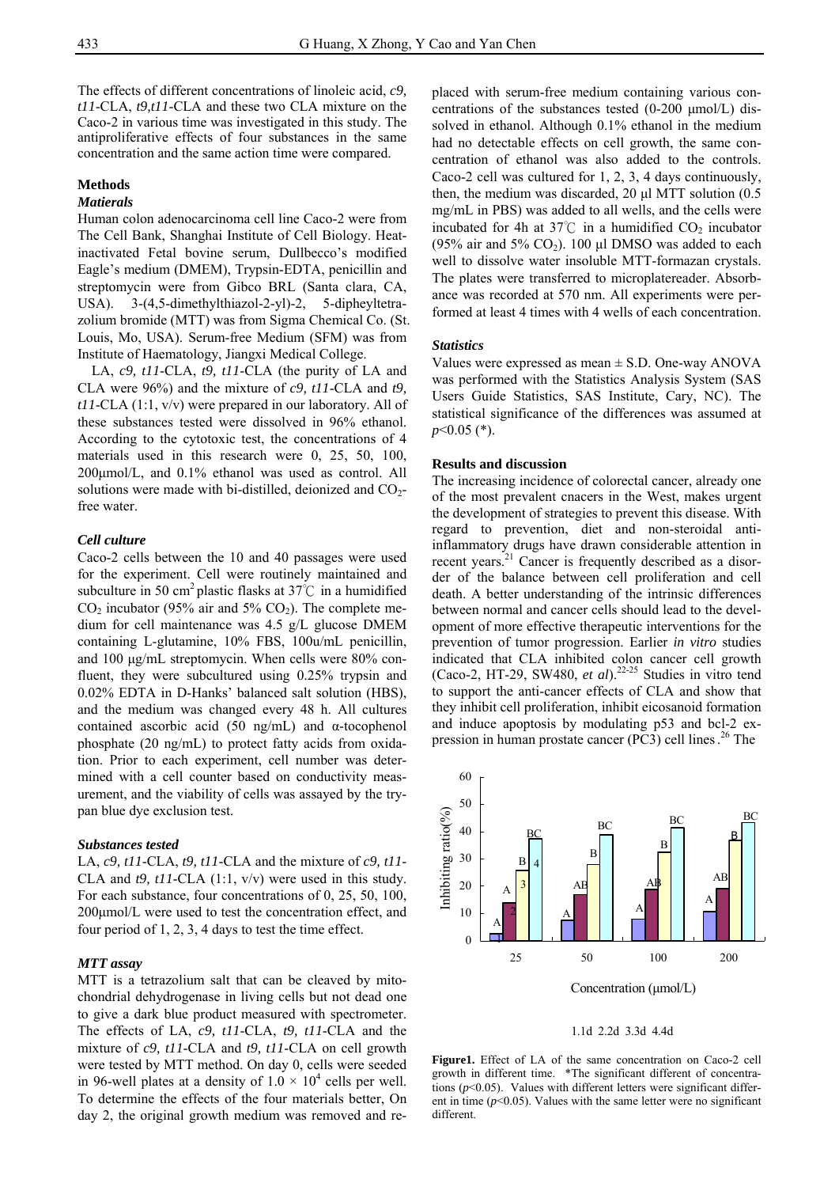The effects of different concentrations of linoleic acid, *c9, t11*-CLA, *t9,t11*-CLA and these two CLA mixture on the Caco-2 in various time was investigated in this study. The antiproliferative effects of four substances in the same concentration and the same action time were compared.

## Methods

### *Matierals*

Human colon adenocarcinoma cell line Caco-2 were from The Cell Bank, Shanghai Institute of Cell Biology. Heat-inactivated Fetal bovine serum, Dullbecco's modified Eagle's medium (DMEM), Trypsin-EDTA, penicillin and streptomycin were from Gibco BRL (Santa clara, CA, USA). 3-(4,5-dimethylthiazol-2-yl)-2, 5-dipheyltetrazolium bromide (MTT) was from Sigma Chemical Co. (St. Louis, Mo, USA). Serum-free Medium (SFM) was from Institute of Haematology, Jiangxi Medical College.

LA, *c9, t11*-CLA, *t9, t11*-CLA (the purity of LA and CLA were 96%) and the mixture of *c9, t11*-CLA and *t9, t11*-CLA (1:1, v/v) were prepared in our laboratory. All of these substances tested were dissolved in 96% ethanol. According to the cytotoxic test, the concentrations of 4 materials used in this research were 0, 25, 50, 100, 200μmol/L, and 0.1% ethanol was used as control. All solutions were made with bi-distilled, deionized and $CO_2$-free water.

### *Cell culture*

Caco-2 cells between the 10 and 40 passages were used for the experiment. Cell were routinely maintained and subculture in 50 $cm^2$ plastic flasks at 37℃ in a humidified $CO_2$ incubator (95% air and 5% $CO_2$). The complete medium for cell maintenance was 4.5 g/L glucose DMEM containing L-glutamine, 10% FBS, 100u/mL penicillin, and 100 μg/mL streptomycin. When cells were 80% confluent, they were subcultured using 0.25% trypsin and 0.02% EDTA in D-Hanks' balanced salt solution (HBS), and the medium was changed every 48 h. All cultures contained ascorbic acid (50 ng/mL) and α-tocophenol phosphate (20 ng/mL) to protect fatty acids from oxidation. Prior to each experiment, cell number was determined with a cell counter based on conductivity measurement, and the viability of cells was assayed by the trypan blue dye exclusion test.

### *Substances tested*

LA, *c9, t11*-CLA, *t9, t11*-CLA and the mixture of *c9, t11*-CLA and *t9, t11*-CLA (1:1, v/v) were used in this study. For each substance, four concentrations of 0, 25, 50, 100, 200μmol/L were used to test the concentration effect, and four period of 1, 2, 3, 4 days to test the time effect.

### *MTT assay*

MTT is a tetrazolium salt that can be cleaved by mitochondrial dehydrogenase in living cells but not dead one to give a dark blue product measured with spectrometer. The effects of LA, *c9, t11*-CLA, *t9, t11*-CLA and the mixture of *c9, t11*-CLA and *t9, t11*-CLA on cell growth were tested by MTT method. On day 0, cells were seeded in 96-well plates at a density of $1.0 \times 10^4$ cells per well. To determine the effects of the four materials better, On day 2, the original growth medium was removed and replaced with serum-free medium containing various concentrations of the substances tested (0-200 μmol/L) dissolved in ethanol. Although 0.1% ethanol in the medium had no detectable effects on cell growth, the same concentration of ethanol was also added to the controls. Caco-2 cell was cultured for 1, 2, 3, 4 days continuously, then, the medium was discarded, 20 μl MTT solution (0.5 mg/mL in PBS) was added to all wells, and the cells were incubated for 4h at 37℃ in a humidified $CO_2$ incubator (95% air and 5% $CO_2$). 100 μl DMSO was added to each well to dissolve water insoluble MTT-formazan crystals. The plates were transferred to microplatereader. Absorbance was recorded at 570 nm. All experiments were performed at least 4 times with 4 wells of each concentration.

### *Statistics*

Values were expressed as mean ± S.D. One-way ANOVA was performed with the Statistics Analysis System (SAS Users Guide Statistics, SAS Institute, Cary, NC). The statistical significance of the differences was assumed at $p<0.05$ (*).

## Results and discussion

The increasing incidence of colorectal cancer, already one of the most prevalent cnacers in the West, makes urgent the development of strategies to prevent this disease. With regard to prevention, diet and non-steroidal anti-inflammatory drugs have drawn considerable attention in recent years.[21] Cancer is frequently described as a disorder of the balance between cell proliferation and cell death. A better understanding of the intrinsic differences between normal and cancer cells should lead to the development of more effective therapeutic interventions for the prevention of tumor progression. Earlier *in vitro* studies indicated that CLA inhibited colon cancer cell growth (Caco-2, HT-29, SW480, *et al*).[22-25] Studies in vitro tend to support the anti-cancer effects of CLA and show that they inhibit cell proliferation, inhibit eicosanoid formation and induce apoptosis by modulating p53 and bcl-2 expression in human prostate cancer (PC3) cell lines.[26] The

**Figure1.** Effect of LA of the same concentration on Caco-2 cell growth in different time. *The significant different of concentrations ($p<0.05$). Values with different letters were significant different in time ($p<0.05$). Values with the same letter were no significant different.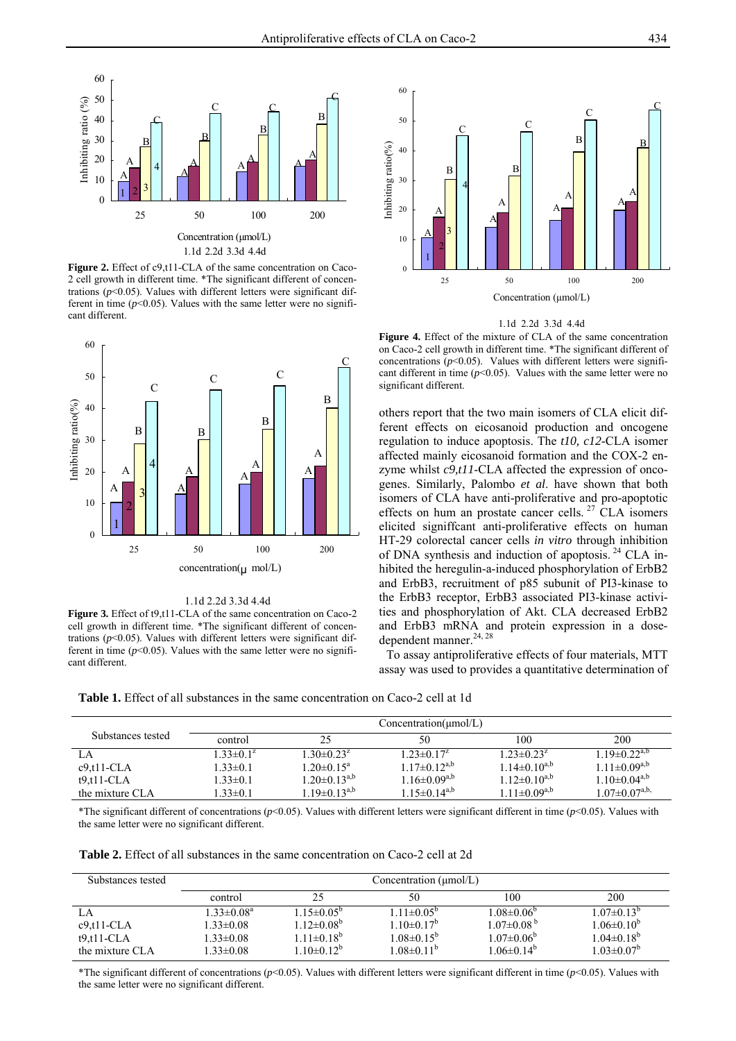Figure 2. Effect of c9,t11-CLA of the same concentration on Caco-2 cell growth in different time. *The significant different of concentrations ($p<0.05$). Values with different letters were significant different in time ($p<0.05$). Values with the same letter were no significant different.

Figure 3. Effect of t9,t11-CLA of the same concentration on Caco-2 cell growth in different time. *The significant different of concentrations ($p<0.05$). Values with different letters were significant different in time ($p<0.05$). Values with the same letter were no significant different.

Figure 4. Effect of the mixture of CLA of the same concentration on Caco-2 cell growth in different time. *The significant different of concentrations ($p<0.05$). Values with different letters were significant different in time ($p<0.05$). Values with the same letter were no significant different.

others report that the two main isomers of CLA elicit different effects on eicosanoid production and oncogene regulation to induce apoptosis. The *t10, c12*-CLA isomer affected mainly eicosanoid formation and the COX-2 enzyme whilst *c9,t11*-CLA affected the expression of oncogenes. Similarly, Palombo *et al*. have shown that both isomers of CLA have anti-proliferative and pro-apoptotic effects on hum an prostate cancer cells. [27] CLA isomers elicited signiffcant anti-proliferative effects on human HT-29 colorectal cancer cells *in vitro* through inhibition of DNA synthesis and induction of apoptosis. [24] CLA inhibited the heregulin-a-induced phosphorylation of ErbB2 and ErbB3, recruitment of p85 subunit of PI3-kinase to the ErbB3 receptor, ErbB3 associated PI3-kinase activities and phosphorylation of Akt. CLA decreased ErbB2 and ErbB3 mRNA and protein expression in a dose-dependent manner. [24, 28]

To assay antiproliferative effects of four materials, MTT assay was used to provides a quantitative determination of

**Table 1.** Effect of all substances in the same concentration on Caco-2 cell at 1d

| Substances tested | Concentration(μmol/L) | | | | |
|---|---|---|---|---|---|
| | control | 25 | 50 | 100 | 200 |
| LA | 1.33±0.1$^{z}$ | 1.30±0.23$^{z}$ | 1.23±0.17$^{z}$ | 1.23±0.23$^{z}$ | 1.19±0.22$^{a,b}$ |
| c9,t11-CLA | 1.33±0.1 | 1.20±0.15$^{a}$ | 1.17±0.12$^{a,b}$ | 1.14±0.10$^{a,b}$ | 1.11±0.09$^{a,b}$ |
| t9,t11-CLA | 1.33±0.1 | 1.20±0.13$^{a,b}$ | 1.16±0.09$^{a,b}$ | 1.12±0.10$^{a,b}$ | 1.10±0.04$^{a,b}$ |
| the mixture CLA | 1.33±0.1 | 1.19±0.13$^{a,b}$ | 1.15±0.14$^{a,b}$ | 1.11±0.09$^{a,b}$ | 1.07±0.07$^{a,b,}$ |

*The significant different of concentrations ($p<0.05$). Values with different letters were significant different in time ($p<0.05$). Values with the same letter were no significant different.

**Table 2.** Effect of all substances in the same concentration on Caco-2 cell at 2d

| Substances tested | Concentration (μmol/L) | | | | |
|---|---|---|---|---|---|
| | control | 25 | 50 | 100 | 200 |
| LA | 1.33±0.08$^{a}$ | 1.15±0.05$^{b}$ | 1.11±0.05$^{b}$ | 1.08±0.06$^{b}$ | 1.07±0.13$^{b}$ |
| c9,t11-CLA | 1.33±0.08 | 1.12±0.08$^{b}$ | 1.10±0.17$^{b}$ | 1.07±0.08$^{b}$ | 1.06±0.10$^{b}$ |
| t9,t11-CLA | 1.33±0.08 | 1.11±0.18$^{b}$ | 1.08±0.15$^{b}$ | 1.07±0.06$^{b}$ | 1.04±0.18$^{b}$ |
| the mixture CLA | 1.33±0.08 | 1.10±0.12$^{b}$ | 1.08±0.11$^{b}$ | 1.06±0.14$^{b}$ | 1.03±0.07$^{b}$ |

*The significant different of concentrations ($p<0.05$). Values with different letters were significant different in time ($p<0.05$). Values with the same letter were no significant different.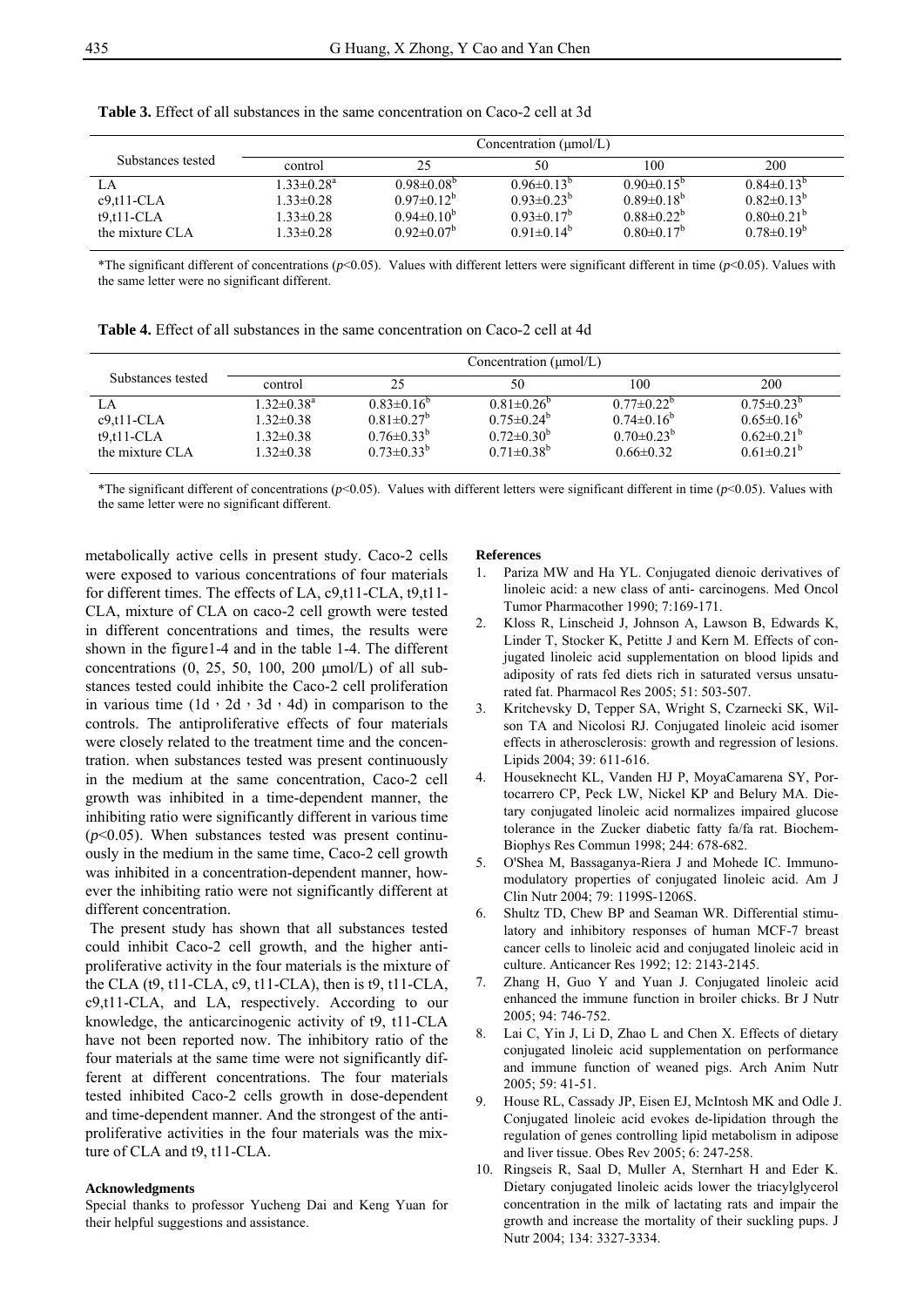**Table 3.** Effect of all substances in the same concentration on Caco-2 cell at 3d

| Substances tested | Concentration (μmol/L) | | | | |
|---|---|---|---|---|---|
| | control | 25 | 50 | 100 | 200 |
| LA | 1.33±0.28[a] | 0.98±0.08[b] | 0.96±0.13[b] | 0.90±0.15[b] | 0.84±0.13[b] |
| c9,t11-CLA | 1.33±0.28 | 0.97±0.12[b] | 0.93±0.23[b] | 0.89±0.18[b] | 0.82±0.13[b] |
| t9,t11-CLA | 1.33±0.28 | 0.94±0.10[b] | 0.93±0.17[b] | 0.88±0.22[b] | 0.80±0.21[b] |
| the mixture CLA | 1.33±0.28 | 0.92±0.07[b] | 0.91±0.14[b] | 0.80±0.17[b] | 0.78±0.19[b] |

*The significant different of concentrations ($p$<0.05). Values with different letters were significant different in time ($p$<0.05). Values with the same letter were no significant different.

**Table 4.** Effect of all substances in the same concentration on Caco-2 cell at 4d

| Substances tested | Concentration (μmol/L) | | | | |
|---|---|---|---|---|---|
| | control | 25 | 50 | 100 | 200 |
| LA | 1.32±0.38[a] | 0.83±0.16[b] | 0.81±0.26[b] | 0.77±0.22[b] | 0.75±0.23[b] |
| c9,t11-CLA | 1.32±0.38 | 0.81±0.27[b] | 0.75±0.24[b] | 0.74±0.16[b] | 0.65±0.16[b] |
| t9,t11-CLA | 1.32±0.38 | 0.76±0.33[b] | 0.72±0.30[b] | 0.70±0.23[b] | 0.62±0.21[b] |
| the mixture CLA | 1.32±0.38 | 0.73±0.33[b] | 0.71±0.38[b] | 0.66±0.32 | 0.61±0.21[b] |

*The significant different of concentrations ($p$<0.05). Values with different letters were significant different in time ($p$<0.05). Values with the same letter were no significant different.

metabolically active cells in present study. Caco-2 cells were exposed to various concentrations of four materials for different times. The effects of LA, c9,t11-CLA, t9,t11-CLA, mixture of CLA on caco-2 cell growth were tested in different concentrations and times, the results were shown in the figure1-4 and in the table 1-4. The different concentrations (0, 25, 50, 100, 200 μmol/L) of all substances tested could inhibite the Caco-2 cell proliferation in various time (1d，2d，3d，4d) in comparison to the controls. The antiproliferative effects of four materials were closely related to the treatment time and the concentration. when substances tested was present continuously in the medium at the same concentration, Caco-2 cell growth was inhibited in a time-dependent manner, the inhibiting ratio were significantly different in various time ($p$<0.05). When substances tested was present continuously in the medium in the same time, Caco-2 cell growth was inhibited in a concentration-dependent manner, however the inhibiting ratio were not significantly different at different concentration.

The present study has shown that all substances tested could inhibit Caco-2 cell growth, and the higher antiproliferative activity in the four materials is the mixture of the CLA (t9, t11-CLA, c9, t11-CLA), then is t9, t11-CLA, c9,t11-CLA, and LA, respectively. According to our knowledge, the anticarcinogenic activity of t9, t11-CLA have not been reported now. The inhibitory ratio of the four materials at the same time were not significantly different at different concentrations. The four materials tested inhibited Caco-2 cells growth in dose-dependent and time-dependent manner. And the strongest of the antiproliferative activities in the four materials was the mixture of CLA and t9, t11-CLA.

#### Acknowledgments

Special thanks to professor Yucheng Dai and Keng Yuan for their helpful suggestions and assistance.

#### References

1. Pariza MW and Ha YL. Conjugated dienoic derivatives of linoleic acid: a new class of anti- carcinogens. Med Oncol Tumor Pharmacother 1990; 7:169-171.
2. Kloss R, Linscheid J, Johnson A, Lawson B, Edwards K, Linder T, Stocker K, Petitte J and Kern M. Effects of conjugated linoleic acid supplementation on blood lipids and adiposity of rats fed diets rich in saturated versus unsaturated fat. Pharmacol Res 2005; 51: 503-507.
3. Kritchevsky D, Tepper SA, Wright S, Czarnecki SK, Wilson TA and Nicolosi RJ. Conjugated linoleic acid isomer effects in atherosclerosis: growth and regression of lesions. Lipids 2004; 39: 611-616.
4. Houseknecht KL, Vanden HJ P, MoyaCamarena SY, Portocarrero CP, Peck LW, Nickel KP and Belury MA. Dietary conjugated linoleic acid normalizes impaired glucose tolerance in the Zucker diabetic fatty fa/fa rat. Biochem-Biophys Res Commun 1998; 244: 678-682.
5. O'Shea M, Bassaganya-Riera J and Mohede IC. Immunomodulatory properties of conjugated linoleic acid. Am J Clin Nutr 2004; 79: 1199S-1206S.
6. Shultz TD, Chew BP and Seaman WR. Differential stimulatory and inhibitory responses of human MCF-7 breast cancer cells to linoleic acid and conjugated linoleic acid in culture. Anticancer Res 1992; 12: 2143-2145.
7. Zhang H, Guo Y and Yuan J. Conjugated linoleic acid enhanced the immune function in broiler chicks. Br J Nutr 2005; 94: 746-752.
8. Lai C, Yin J, Li D, Zhao L and Chen X. Effects of dietary conjugated linoleic acid supplementation on performance and immune function of weaned pigs. Arch Anim Nutr 2005; 59: 41-51.
9. House RL, Cassady JP, Eisen EJ, McIntosh MK and Odle J. Conjugated linoleic acid evokes de-lipidation through the regulation of genes controlling lipid metabolism in adipose and liver tissue. Obes Rev 2005; 6: 247-258.
10. Ringseis R, Saal D, Muller A, Sternhart H and Eder K. Dietary conjugated linoleic acids lower the triacylglycerol concentration in the milk of lactating rats and impair the growth and increase the mortality of their suckling pups. J Nutr 2004; 134: 3327-3334.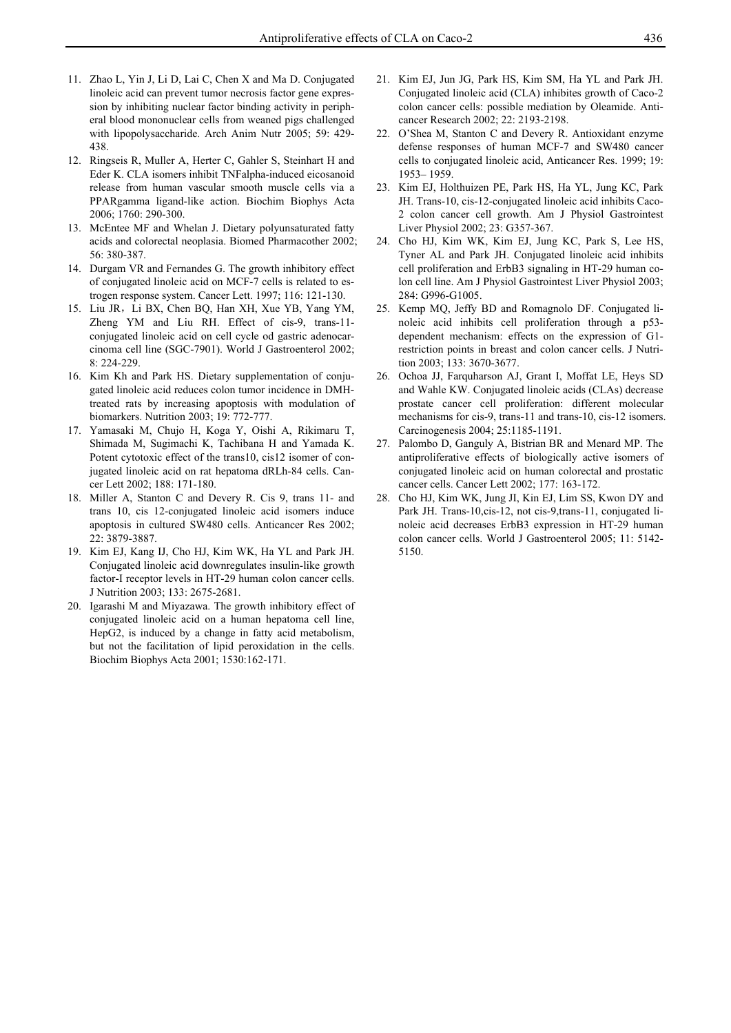11. Zhao L, Yin J, Li D, Lai C, Chen X and Ma D. Conjugated linoleic acid can prevent tumor necrosis factor gene expression by inhibiting nuclear factor binding activity in peripheral blood mononuclear cells from weaned pigs challenged with lipopolysaccharide. Arch Anim Nutr 2005; 59: 429-438.
12. Ringseis R, Muller A, Herter C, Gahler S, Steinhart H and Eder K. CLA isomers inhibit TNFalpha-induced eicosanoid release from human vascular smooth muscle cells via a PPARgamma ligand-like action. Biochim Biophys Acta 2006; 1760: 290-300.
13. McEntee MF and Whelan J. Dietary polyunsaturated fatty acids and colorectal neoplasia. Biomed Pharmacother 2002; 56: 380-387.
14. Durgam VR and Fernandes G. The growth inhibitory effect of conjugated linoleic acid on MCF-7 cells is related to estrogen response system. Cancer Lett. 1997; 116: 121-130.
15. Liu JR，Li BX, Chen BQ, Han XH, Xue YB, Yang YM, Zheng YM and Liu RH. Effect of cis-9, trans-11-conjugated linoleic acid on cell cycle od gastric adenocarcinoma cell line (SGC-7901). World J Gastroenterol 2002; 8: 224-229.
16. Kim Kh and Park HS. Dietary supplementation of conjugated linoleic acid reduces colon tumor incidence in DMH-treated rats by increasing apoptosis with modulation of biomarkers. Nutrition 2003; 19: 772-777.
17. Yamasaki M, Chujo H, Koga Y, Oishi A, Rikimaru T, Shimada M, Sugimachi K, Tachibana H and Yamada K. Potent cytotoxic effect of the trans10, cis12 isomer of conjugated linoleic acid on rat hepatoma dRLh-84 cells. Cancer Lett 2002; 188: 171-180.
18. Miller A, Stanton C and Devery R. Cis 9, trans 11- and trans 10, cis 12-conjugated linoleic acid isomers induce apoptosis in cultured SW480 cells. Anticancer Res 2002; 22: 3879-3887.
19. Kim EJ, Kang IJ, Cho HJ, Kim WK, Ha YL and Park JH. Conjugated linoleic acid downregulates insulin-like growth factor-I receptor levels in HT-29 human colon cancer cells. J Nutrition 2003; 133: 2675-2681.
20. Igarashi M and Miyazawa. The growth inhibitory effect of conjugated linoleic acid on a human hepatoma cell line, HepG2, is induced by a change in fatty acid metabolism, but not the facilitation of lipid peroxidation in the cells. Biochim Biophys Acta 2001; 1530:162-171.
21. Kim EJ, Jun JG, Park HS, Kim SM, Ha YL and Park JH. Conjugated linoleic acid (CLA) inhibites growth of Caco-2 colon cancer cells: possible mediation by Oleamide. Anticancer Research 2002; 22: 2193-2198.
22. O'Shea M, Stanton C and Devery R. Antioxidant enzyme defense responses of human MCF-7 and SW480 cancer cells to conjugated linoleic acid, Anticancer Res. 1999; 19: 1953– 1959.
23. Kim EJ, Holthuizen PE, Park HS, Ha YL, Jung KC, Park JH. Trans-10, cis-12-conjugated linoleic acid inhibits Caco-2 colon cancer cell growth. Am J Physiol Gastrointest Liver Physiol 2002; 23: G357-367.
24. Cho HJ, Kim WK, Kim EJ, Jung KC, Park S, Lee HS, Tyner AL and Park JH. Conjugated linoleic acid inhibits cell proliferation and ErbB3 signaling in HT-29 human colon cell line. Am J Physiol Gastrointest Liver Physiol 2003; 284: G996-G1005.
25. Kemp MQ, Jeffy BD and Romagnolo DF. Conjugated linoleic acid inhibits cell proliferation through a p53-dependent mechanism: effects on the expression of G1-restriction points in breast and colon cancer cells. J Nutrition 2003; 133: 3670-3677.
26. Ochoa JJ, Farquharson AJ, Grant I, Moffat LE, Heys SD and Wahle KW. Conjugated linoleic acids (CLAs) decrease prostate cancer cell proliferation: different molecular mechanisms for cis-9, trans-11 and trans-10, cis-12 isomers. Carcinogenesis 2004; 25:1185-1191.
27. Palombo D, Ganguly A, Bistrian BR and Menard MP. The antiproliferative effects of biologically active isomers of conjugated linoleic acid on human colorectal and prostatic cancer cells. Cancer Lett 2002; 177: 163-172.
28. Cho HJ, Kim WK, Jung JI, Kin EJ, Lim SS, Kwon DY and Park JH. Trans-10,cis-12, not cis-9,trans-11, conjugated linoleic acid decreases ErbB3 expression in HT-29 human colon cancer cells. World J Gastroenterol 2005; 11: 5142-5150.